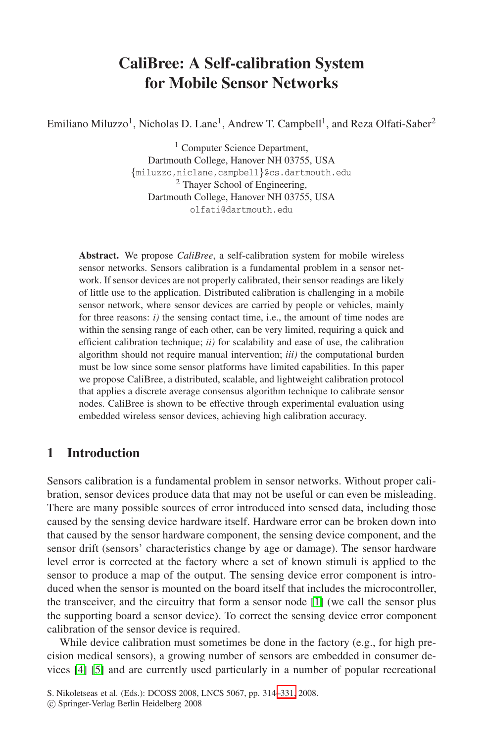# CaliBree: A Self-calibration System for Mobile Sensor Networks

Emiliano Miluzzo[1], Nicholas D. Lane[1], Andrew T. Campbell[1], and Reza Olfati-Saber[2]

[1] Computer Science Department, Dartmouth College, Hanover NH 03755, USA
{miluzzo,niclane,campbell}@cs.dartmouth.edu

[2] Thayer School of Engineering, Dartmouth College, Hanover NH 03755, USA
olfati@dartmouth.edu

**Abstract.** We propose *CaliBree*, a self-calibration system for mobile wireless sensor networks. Sensors calibration is a fundamental problem in a sensor network. If sensor devices are not properly calibrated, their sensor readings are likely of little use to the application. Distributed calibration is challenging in a mobile sensor network, where sensor devices are carried by people or vehicles, mainly for three reasons: *i)* the sensing contact time, i.e., the amount of time nodes are within the sensing range of each other, can be very limited, requiring a quick and efficient calibration technique; *ii)* for scalability and ease of use, the calibration algorithm should not require manual intervention; *iii)* the computational burden must be low since some sensor platforms have limited capabilities. In this paper we propose CaliBree, a distributed, scalable, and lightweight calibration protocol that applies a discrete average consensus algorithm technique to calibrate sensor nodes. CaliBree is shown to be effective through experimental evaluation using embedded wireless sensor devices, achieving high calibration accuracy.

## 1 Introduction

Sensors calibration is a fundamental problem in sensor networks. Without proper calibration, sensor devices produce data that may not be useful or can even be misleading. There are many possible sources of error introduced into sensed data, including those caused by the sensing device hardware itself. Hardware error can be broken down into that caused by the sensor hardware component, the sensing device component, and the sensor drift (sensors' characteristics change by age or damage). The sensor hardware level error is corrected at the factory where a set of known stimuli is applied to the sensor to produce a map of the output. The sensing device error component is introduced when the sensor is mounted on the board itself that includes the microcontroller, the transceiver, and the circuitry that form a sensor node [1] (we call the sensor plus the supporting board a sensor device). To correct the sensing device error component calibration of the sensor device is required.

While device calibration must sometimes be done in the factory (e.g., for high precision medical sensors), a growing number of sensors are embedded in consumer devices [4] [5] and are currently used particularly in a number of popular recreational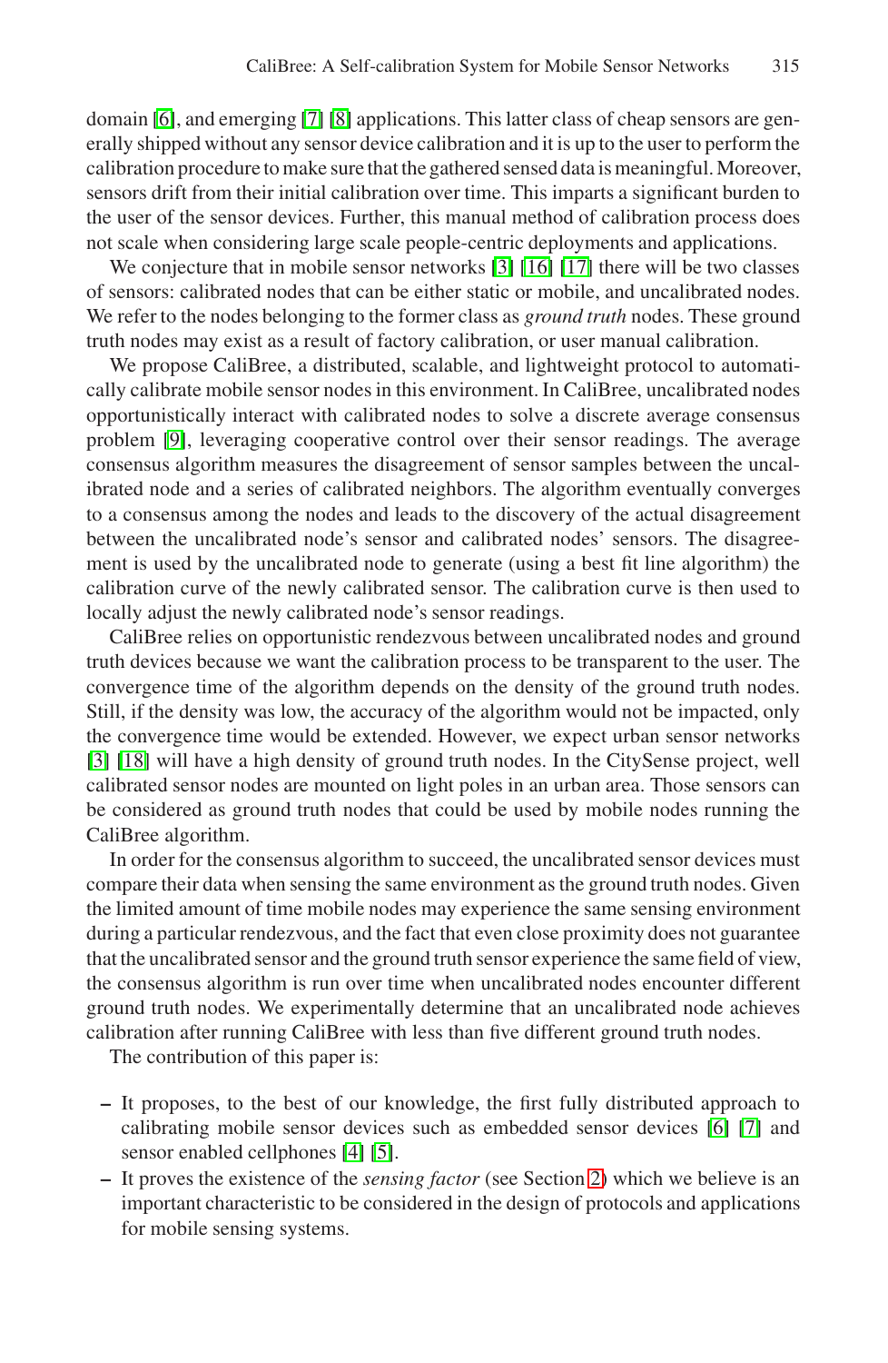domain [6], and emerging [7] [8] applications. This latter class of cheap sensors are generally shipped without any sensor device calibration and it is up to the user to perform the calibration procedure to make sure that the gathered sensed data is meaningful. Moreover, sensors drift from their initial calibration over time. This imparts a significant burden to the user of the sensor devices. Further, this manual method of calibration process does not scale when considering large scale people-centric deployments and applications.

We conjecture that in mobile sensor networks [3] [16] [17] there will be two classes of sensors: calibrated nodes that can be either static or mobile, and uncalibrated nodes. We refer to the nodes belonging to the former class as *ground truth* nodes. These ground truth nodes may exist as a result of factory calibration, or user manual calibration.

We propose CaliBree, a distributed, scalable, and lightweight protocol to automatically calibrate mobile sensor nodes in this environment. In CaliBree, uncalibrated nodes opportunistically interact with calibrated nodes to solve a discrete average consensus problem [9], leveraging cooperative control over their sensor readings. The average consensus algorithm measures the disagreement of sensor samples between the uncalibrated node and a series of calibrated neighbors. The algorithm eventually converges to a consensus among the nodes and leads to the discovery of the actual disagreement between the uncalibrated node's sensor and calibrated nodes' sensors. The disagreement is used by the uncalibrated node to generate (using a best fit line algorithm) the calibration curve of the newly calibrated sensor. The calibration curve is then used to locally adjust the newly calibrated node's sensor readings.

CaliBree relies on opportunistic rendezvous between uncalibrated nodes and ground truth devices because we want the calibration process to be transparent to the user. The convergence time of the algorithm depends on the density of the ground truth nodes. Still, if the density was low, the accuracy of the algorithm would not be impacted, only the convergence time would be extended. However, we expect urban sensor networks [3] [18] will have a high density of ground truth nodes. In the CitySense project, well calibrated sensor nodes are mounted on light poles in an urban area. Those sensors can be considered as ground truth nodes that could be used by mobile nodes running the CaliBree algorithm.

In order for the consensus algorithm to succeed, the uncalibrated sensor devices must compare their data when sensing the same environment as the ground truth nodes. Given the limited amount of time mobile nodes may experience the same sensing environment during a particular rendezvous, and the fact that even close proximity does not guarantee that the uncalibrated sensor and the ground truth sensor experience the same field of view, the consensus algorithm is run over time when uncalibrated nodes encounter different ground truth nodes. We experimentally determine that an uncalibrated node achieves calibration after running CaliBree with less than five different ground truth nodes.

The contribution of this paper is:

- It proposes, to the best of our knowledge, the first fully distributed approach to calibrating mobile sensor devices such as embedded sensor devices [6] [7] and sensor enabled cellphones [4] [5].
- It proves the existence of the *sensing factor* (see Section 2) which we believe is an important characteristic to be considered in the design of protocols and applications for mobile sensing systems.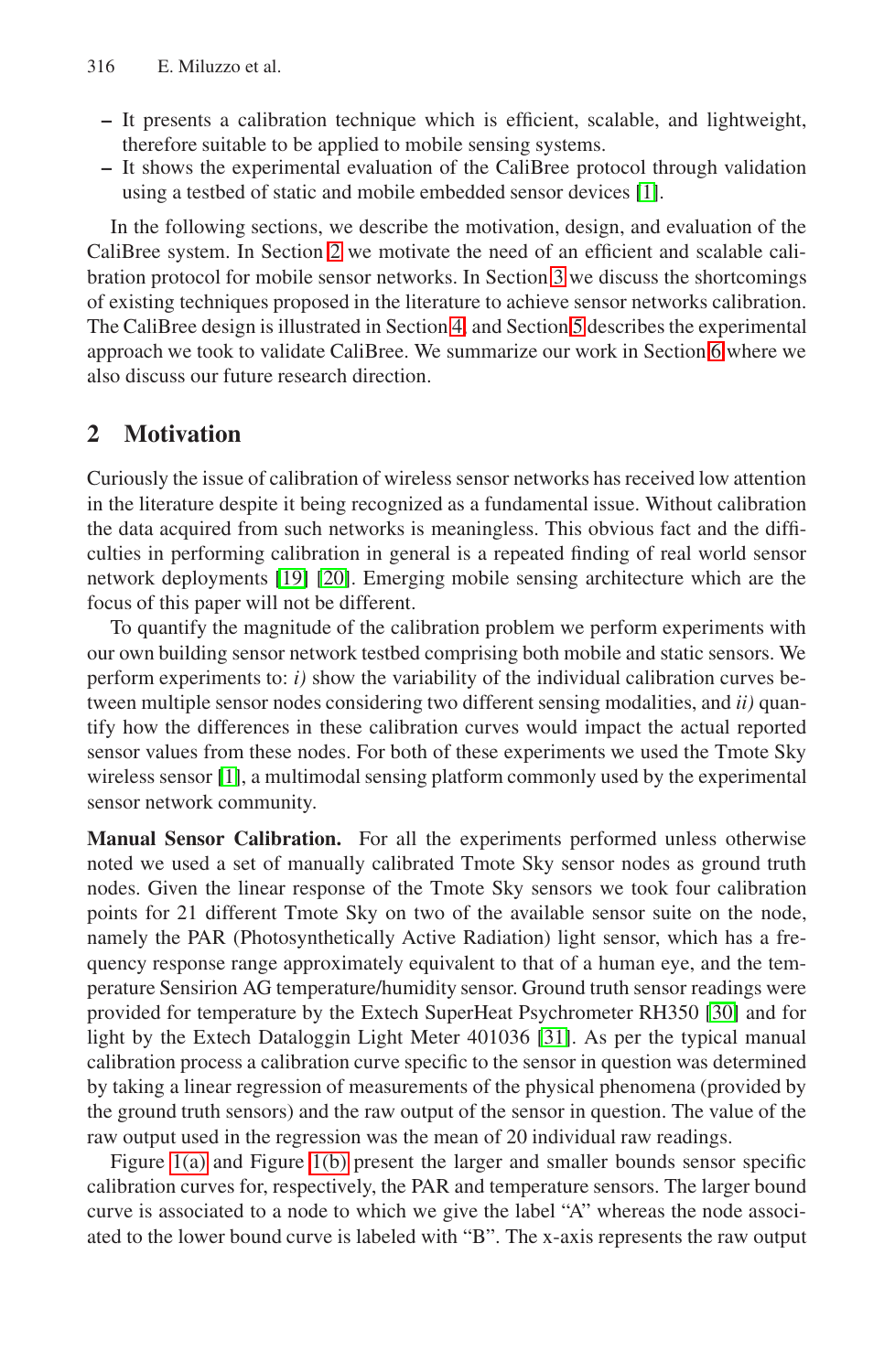– It presents a calibration technique which is efficient, scalable, and lightweight, therefore suitable to be applied to mobile sensing systems.
– It shows the experimental evaluation of the CaliBree protocol through validation using a testbed of static and mobile embedded sensor devices [1].

In the following sections, we describe the motivation, design, and evaluation of the CaliBree system. In Section 2 we motivate the need of an efficient and scalable calibration protocol for mobile sensor networks. In Section 3 we discuss the shortcomings of existing techniques proposed in the literature to achieve sensor networks calibration. The CaliBree design is illustrated in Section 4, and Section 5 describes the experimental approach we took to validate CaliBree. We summarize our work in Section 6 where we also discuss our future research direction.

## 2 Motivation

Curiously the issue of calibration of wireless sensor networks has received low attention in the literature despite it being recognized as a fundamental issue. Without calibration the data acquired from such networks is meaningless. This obvious fact and the difficulties in performing calibration in general is a repeated finding of real world sensor network deployments [19] [20]. Emerging mobile sensing architecture which are the focus of this paper will not be different.

To quantify the magnitude of the calibration problem we perform experiments with our own building sensor network testbed comprising both mobile and static sensors. We perform experiments to: *i)* show the variability of the individual calibration curves between multiple sensor nodes considering two different sensing modalities, and *ii)* quantify how the differences in these calibration curves would impact the actual reported sensor values from these nodes. For both of these experiments we used the Tmote Sky wireless sensor [1], a multimodal sensing platform commonly used by the experimental sensor network community.

**Manual Sensor Calibration.** For all the experiments performed unless otherwise noted we used a set of manually calibrated Tmote Sky sensor nodes as ground truth nodes. Given the linear response of the Tmote Sky sensors we took four calibration points for 21 different Tmote Sky on two of the available sensor suite on the node, namely the PAR (Photosynthetically Active Radiation) light sensor, which has a frequency response range approximately equivalent to that of a human eye, and the temperature Sensirion AG temperature/humidity sensor. Ground truth sensor readings were provided for temperature by the Extech SuperHeat Psychrometer RH350 [30] and for light by the Extech Dataloggin Light Meter 401036 [31]. As per the typical manual calibration process a calibration curve specific to the sensor in question was determined by taking a linear regression of measurements of the physical phenomena (provided by the ground truth sensors) and the raw output of the sensor in question. The value of the raw output used in the regression was the mean of 20 individual raw readings.

Figure 1(a) and Figure 1(b) present the larger and smaller bounds sensor specific calibration curves for, respectively, the PAR and temperature sensors. The larger bound curve is associated to a node to which we give the label "A" whereas the node associated to the lower bound curve is labeled with "B". The x-axis represents the raw output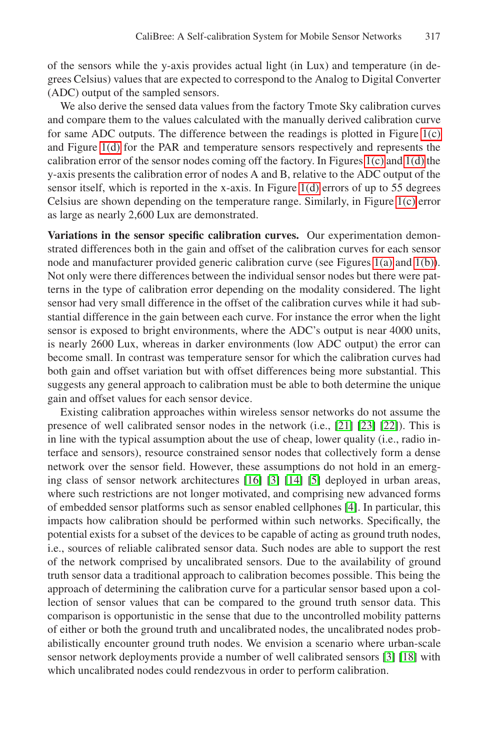of the sensors while the y-axis provides actual light (in Lux) and temperature (in degrees Celsius) values that are expected to correspond to the Analog to Digital Converter (ADC) output of the sampled sensors.

We also derive the sensed data values from the factory Tmote Sky calibration curves and compare them to the values calculated with the manually derived calibration curve for same ADC outputs. The difference between the readings is plotted in Figure 1(c) and Figure 1(d) for the PAR and temperature sensors respectively and represents the calibration error of the sensor nodes coming off the factory. In Figures 1(c) and 1(d) the y-axis presents the calibration error of nodes A and B, relative to the ADC output of the sensor itself, which is reported in the x-axis. In Figure 1(d) errors of up to 55 degrees Celsius are shown depending on the temperature range. Similarly, in Figure 1(c) error as large as nearly 2,600 Lux are demonstrated.

**Variations in the sensor specific calibration curves.** Our experimentation demonstrated differences both in the gain and offset of the calibration curves for each sensor node and manufacturer provided generic calibration curve (see Figures 1(a) and 1(b)). Not only were there differences between the individual sensor nodes but there were patterns in the type of calibration error depending on the modality considered. The light sensor had very small difference in the offset of the calibration curves while it had substantial difference in the gain between each curve. For instance the error when the light sensor is exposed to bright environments, where the ADC's output is near 4000 units, is nearly 2600 Lux, whereas in darker environments (low ADC output) the error can become small. In contrast was temperature sensor for which the calibration curves had both gain and offset variation but with offset differences being more substantial. This suggests any general approach to calibration must be able to both determine the unique gain and offset values for each sensor device.

Existing calibration approaches within wireless sensor networks do not assume the presence of well calibrated sensor nodes in the network (i.e., [21] [23] [22]). This is in line with the typical assumption about the use of cheap, lower quality (i.e., radio interface and sensors), resource constrained sensor nodes that collectively form a dense network over the sensor field. However, these assumptions do not hold in an emerging class of sensor network architectures [16] [3] [14] [5] deployed in urban areas, where such restrictions are not longer motivated, and comprising new advanced forms of embedded sensor platforms such as sensor enabled cellphones [4]. In particular, this impacts how calibration should be performed within such networks. Specifically, the potential exists for a subset of the devices to be capable of acting as ground truth nodes, i.e., sources of reliable calibrated sensor data. Such nodes are able to support the rest of the network comprised by uncalibrated sensors. Due to the availability of ground truth sensor data a traditional approach to calibration becomes possible. This being the approach of determining the calibration curve for a particular sensor based upon a collection of sensor values that can be compared to the ground truth sensor data. This comparison is opportunistic in the sense that due to the uncontrolled mobility patterns of either or both the ground truth and uncalibrated nodes, the uncalibrated nodes probabilistically encounter ground truth nodes. We envision a scenario where urban-scale sensor network deployments provide a number of well calibrated sensors [3] [18] with which uncalibrated nodes could rendezvous in order to perform calibration.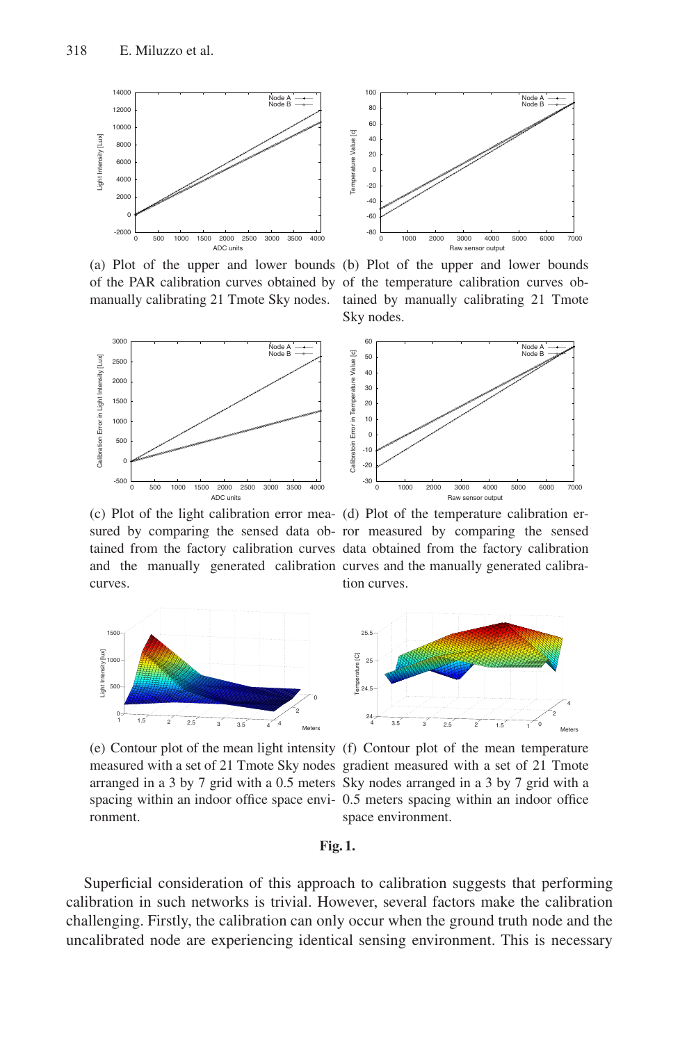(a) Plot of the upper and lower bounds of the PAR calibration curves obtained by manually calibrating 21 Tmote Sky nodes.

(b) Plot of the upper and lower bounds of the temperature calibration curves obtained by manually calibrating 21 Tmote Sky nodes.

(c) Plot of the light calibration error measured by comparing the sensed data obtained from the factory calibration curves and the manually generated calibration curves.

(d) Plot of the temperature calibration error measured by comparing the sensed data obtained from the factory calibration curves and the manually generated calibration curves.

(e) Contour plot of the mean light intensity measured with a set of 21 Tmote Sky nodes arranged in a 3 by 7 grid with a 0.5 meters spacing within an indoor office space environment.

(f) Contour plot of the mean temperature gradient measured with a set of 21 Tmote Sky nodes arranged in a 3 by 7 grid with a 0.5 meters spacing within an indoor office space environment.

**Fig. 1.**

Superficial consideration of this approach to calibration suggests that performing calibration in such networks is trivial. However, several factors make the calibration challenging. Firstly, the calibration can only occur when the ground truth node and the uncalibrated node are experiencing identical sensing environment. This is necessary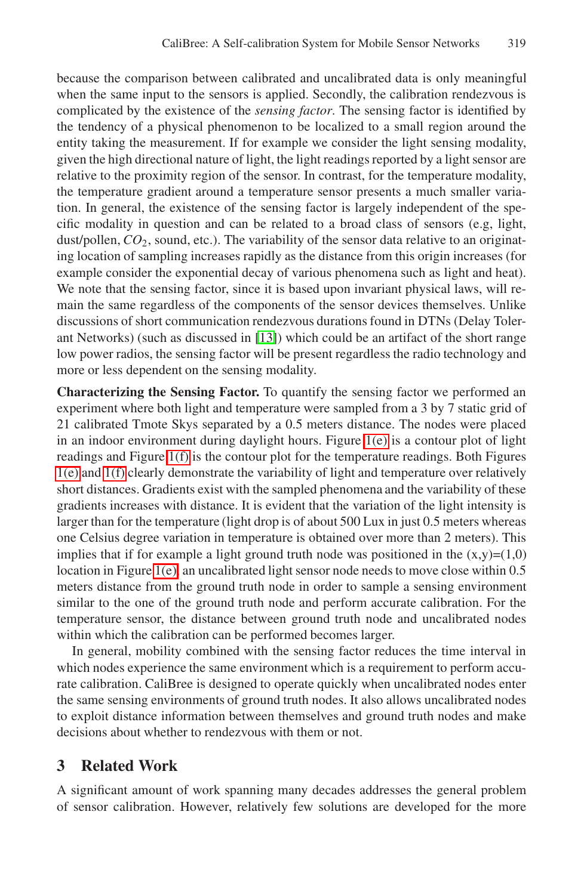because the comparison between calibrated and uncalibrated data is only meaningful when the same input to the sensors is applied. Secondly, the calibration rendezvous is complicated by the existence of the *sensing factor*. The sensing factor is identified by the tendency of a physical phenomenon to be localized to a small region around the entity taking the measurement. If for example we consider the light sensing modality, given the high directional nature of light, the light readings reported by a light sensor are relative to the proximity region of the sensor. In contrast, for the temperature modality, the temperature gradient around a temperature sensor presents a much smaller variation. In general, the existence of the sensing factor is largely independent of the specific modality in question and can be related to a broad class of sensors (e.g, light, dust/pollen, $CO_2$, sound, etc.). The variability of the sensor data relative to an originating location of sampling increases rapidly as the distance from this origin increases (for example consider the exponential decay of various phenomena such as light and heat). We note that the sensing factor, since it is based upon invariant physical laws, will remain the same regardless of the components of the sensor devices themselves. Unlike discussions of short communication rendezvous durations found in DTNs (Delay Tolerant Networks) (such as discussed in [13]) which could be an artifact of the short range low power radios, the sensing factor will be present regardless the radio technology and more or less dependent on the sensing modality.

**Characterizing the Sensing Factor.** To quantify the sensing factor we performed an experiment where both light and temperature were sampled from a 3 by 7 static grid of 21 calibrated Tmote Skys separated by a 0.5 meters distance. The nodes were placed in an indoor environment during daylight hours. Figure 1(e) is a contour plot of light readings and Figure 1(f) is the contour plot for the temperature readings. Both Figures 1(e) and 1(f) clearly demonstrate the variability of light and temperature over relatively short distances. Gradients exist with the sampled phenomena and the variability of these gradients increases with distance. It is evident that the variation of the light intensity is larger than for the temperature (light drop is of about 500 Lux in just 0.5 meters whereas one Celsius degree variation in temperature is obtained over more than 2 meters). This implies that if for example a light ground truth node was positioned in the (x,y)=(1,0) location in Figure 1(e), an uncalibrated light sensor node needs to move close within 0.5 meters distance from the ground truth node in order to sample a sensing environment similar to the one of the ground truth node and perform accurate calibration. For the temperature sensor, the distance between ground truth node and uncalibrated nodes within which the calibration can be performed becomes larger.

In general, mobility combined with the sensing factor reduces the time interval in which nodes experience the same environment which is a requirement to perform accurate calibration. CaliBree is designed to operate quickly when uncalibrated nodes enter the same sensing environments of ground truth nodes. It also allows uncalibrated nodes to exploit distance information between themselves and ground truth nodes and make decisions about whether to rendezvous with them or not.

## 3 Related Work

A significant amount of work spanning many decades addresses the general problem of sensor calibration. However, relatively few solutions are developed for the more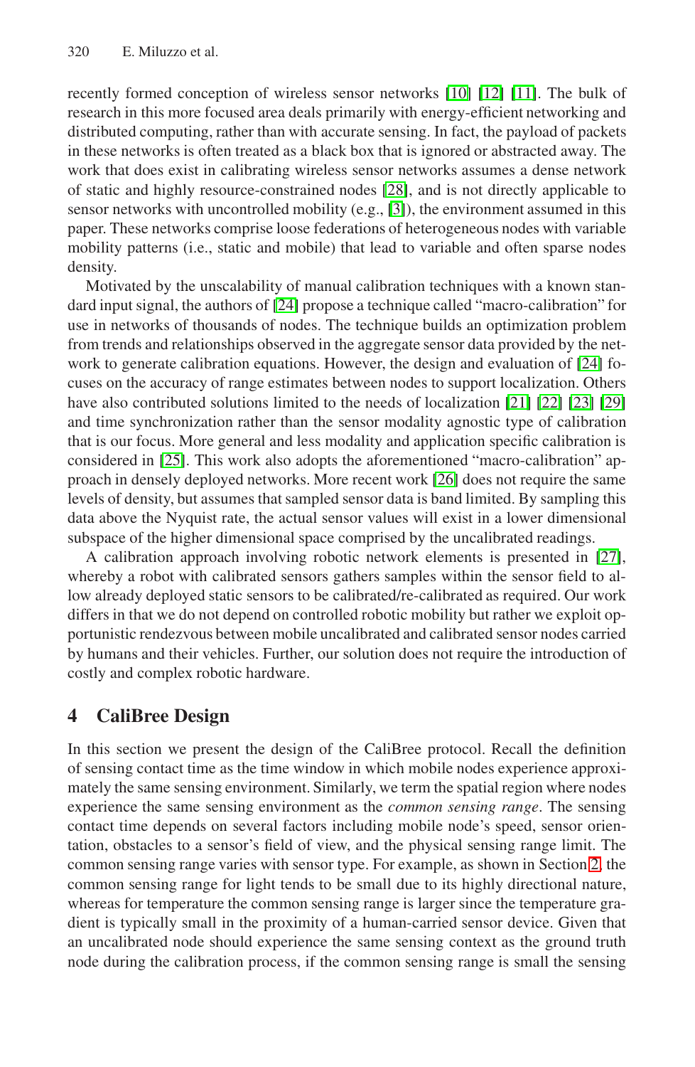recently formed conception of wireless sensor networks [10] [12] [11]. The bulk of research in this more focused area deals primarily with energy-efficient networking and distributed computing, rather than with accurate sensing. In fact, the payload of packets in these networks is often treated as a black box that is ignored or abstracted away. The work that does exist in calibrating wireless sensor networks assumes a dense network of static and highly resource-constrained nodes [28], and is not directly applicable to sensor networks with uncontrolled mobility (e.g., [3]), the environment assumed in this paper. These networks comprise loose federations of heterogeneous nodes with variable mobility patterns (i.e., static and mobile) that lead to variable and often sparse nodes density.

Motivated by the unscalability of manual calibration techniques with a known standard input signal, the authors of [24] propose a technique called "macro-calibration" for use in networks of thousands of nodes. The technique builds an optimization problem from trends and relationships observed in the aggregate sensor data provided by the network to generate calibration equations. However, the design and evaluation of [24] focuses on the accuracy of range estimates between nodes to support localization. Others have also contributed solutions limited to the needs of localization [21] [22] [23] [29] and time synchronization rather than the sensor modality agnostic type of calibration that is our focus. More general and less modality and application specific calibration is considered in [25]. This work also adopts the aforementioned "macro-calibration" approach in densely deployed networks. More recent work [26] does not require the same levels of density, but assumes that sampled sensor data is band limited. By sampling this data above the Nyquist rate, the actual sensor values will exist in a lower dimensional subspace of the higher dimensional space comprised by the uncalibrated readings.

A calibration approach involving robotic network elements is presented in [27], whereby a robot with calibrated sensors gathers samples within the sensor field to allow already deployed static sensors to be calibrated/re-calibrated as required. Our work differs in that we do not depend on controlled robotic mobility but rather we exploit opportunistic rendezvous between mobile uncalibrated and calibrated sensor nodes carried by humans and their vehicles. Further, our solution does not require the introduction of costly and complex robotic hardware.

## 4 CaliBree Design

In this section we present the design of the CaliBree protocol. Recall the definition of sensing contact time as the time window in which mobile nodes experience approximately the same sensing environment. Similarly, we term the spatial region where nodes experience the same sensing environment as the *common sensing range*. The sensing contact time depends on several factors including mobile node's speed, sensor orientation, obstacles to a sensor's field of view, and the physical sensing range limit. The common sensing range varies with sensor type. For example, as shown in Section 2, the common sensing range for light tends to be small due to its highly directional nature, whereas for temperature the common sensing range is larger since the temperature gradient is typically small in the proximity of a human-carried sensor device. Given that an uncalibrated node should experience the same sensing context as the ground truth node during the calibration process, if the common sensing range is small the sensing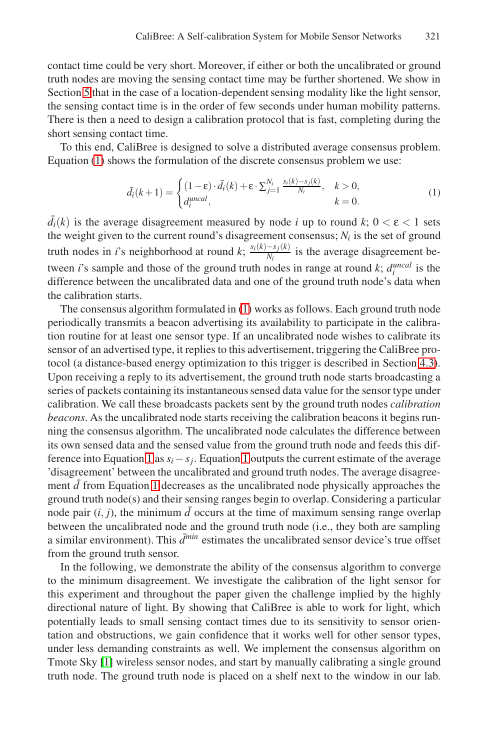contact time could be very short. Moreover, if either or both the uncalibrated or ground truth nodes are moving the sensing contact time may be further shortened. We show in Section 5 that in the case of a location-dependent sensing modality like the light sensor, the sensing contact time is in the order of few seconds under human mobility patterns. There is then a need to design a calibration protocol that is fast, completing during the short sensing contact time.

To this end, CaliBree is designed to solve a distributed average consensus problem. Equation (1) shows the formulation of the discrete consensus problem we use:

$$\bar{d}_i(k+1) = \begin{cases} (1-\varepsilon) \cdot \bar{d}_i(k) + \varepsilon \cdot \sum_{j=1}^{N_i} \frac{s_i(k)-s_j(k)}{N_i}, & k > 0, \\ d_i^{uncal}, & k = 0. \end{cases} \tag{1}$$

$\bar{d}_i(k)$ is the average disagreement measured by node $i$ up to round $k$; $0 < \varepsilon < 1$ sets the weight given to the current round's disagreement consensus; $N_i$ is the set of ground truth nodes in $i$'s neighborhood at round $k$; $\frac{s_i(k)-s_j(k)}{N_i}$ is the average disagreement between $i$'s sample and those of the ground truth nodes in range at round $k$; $d_i^{uncal}$ is the difference between the uncalibrated data and one of the ground truth node's data when the calibration starts.

The consensus algorithm formulated in (1) works as follows. Each ground truth node periodically transmits a beacon advertising its availability to participate in the calibration routine for at least one sensor type. If an uncalibrated node wishes to calibrate its sensor of an advertised type, it replies to this advertisement, triggering the CaliBree protocol (a distance-based energy optimization to this trigger is described in Section 4.3). Upon receiving a reply to its advertisement, the ground truth node starts broadcasting a series of packets containing its instantaneous sensed data value for the sensor type under calibration. We call these broadcasts packets sent by the ground truth nodes *calibration beacons*. As the uncalibrated node starts receiving the calibration beacons it begins running the consensus algorithm. The uncalibrated node calculates the difference between its own sensed data and the sensed value from the ground truth node and feeds this difference into Equation 1 as $s_i - s_j$. Equation 1 outputs the current estimate of the average 'disagreement' between the uncalibrated and ground truth nodes. The average disagreement $\bar{d}$ from Equation 1 decreases as the uncalibrated node physically approaches the ground truth node(s) and their sensing ranges begin to overlap. Considering a particular node pair $(i, j)$, the minimum $\bar{d}$ occurs at the time of maximum sensing range overlap between the uncalibrated node and the ground truth node (i.e., they both are sampling a similar environment). This $\bar{d}^{min}$ estimates the uncalibrated sensor device's true offset from the ground truth sensor.

In the following, we demonstrate the ability of the consensus algorithm to converge to the minimum disagreement. We investigate the calibration of the light sensor for this experiment and throughout the paper given the challenge implied by the highly directional nature of light. By showing that CaliBree is able to work for light, which potentially leads to small sensing contact times due to its sensitivity to sensor orientation and obstructions, we gain confidence that it works well for other sensor types, under less demanding constraints as well. We implement the consensus algorithm on Tmote Sky [1] wireless sensor nodes, and start by manually calibrating a single ground truth node. The ground truth node is placed on a shelf next to the window in our lab.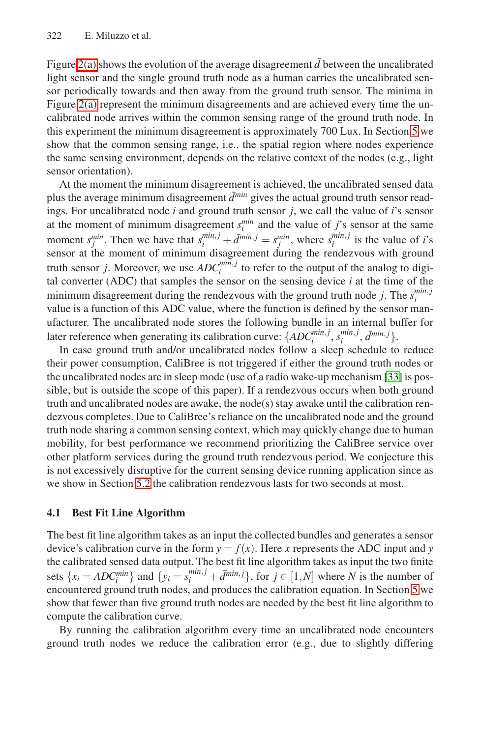Figure 2(a) shows the evolution of the average disagreement $\bar{d}$ between the uncalibrated light sensor and the single ground truth node as a human carries the uncalibrated sensor periodically towards and then away from the ground truth sensor. The minima in Figure 2(a) represent the minimum disagreements and are achieved every time the uncalibrated node arrives within the common sensing range of the ground truth node. In this experiment the minimum disagreement is approximately 700 Lux. In Section 5 we show that the common sensing range, i.e., the spatial region where nodes experience the same sensing environment, depends on the relative context of the nodes (e.g., light sensor orientation).

At the moment the minimum disagreement is achieved, the uncalibrated sensed data plus the average minimum disagreement $\bar{d}^{min}$ gives the actual ground truth sensor readings. For uncalibrated node $i$ and ground truth sensor $j$, we call the value of $i$'s sensor at the moment of minimum disagreement $s_i^{min}$ and the value of $j$'s sensor at the same moment $s_j^{min}$. Then we have that $s_i^{min,j} + \bar{d}^{min,j} = s_j^{min}$, where $s_i^{min,j}$ is the value of $i$'s sensor at the moment of minimum disagreement during the rendezvous with ground truth sensor $j$. Moreover, we use $ADC_i^{min,j}$ to refer to the output of the analog to digital converter (ADC) that samples the sensor on the sensing device $i$ at the time of the minimum disagreement during the rendezvous with the ground truth node $j$. The $s_i^{min,j}$ value is a function of this ADC value, where the function is defined by the sensor manufacturer. The uncalibrated node stores the following bundle in an internal buffer for later reference when generating its calibration curve: $\{ADC_i^{min,j}, s_i^{min,j}, \bar{d}^{min,j}\}$.

In case ground truth and/or uncalibrated nodes follow a sleep schedule to reduce their power consumption, CaliBree is not triggered if either the ground truth nodes or the uncalibrated nodes are in sleep mode (use of a radio wake-up mechanism [33] is possible, but is outside the scope of this paper). If a rendezvous occurs when both ground truth and uncalibrated nodes are awake, the node(s) stay awake until the calibration rendezvous completes. Due to CaliBree's reliance on the uncalibrated node and the ground truth node sharing a common sensing context, which may quickly change due to human mobility, for best performance we recommend prioritizing the CaliBree service over other platform services during the ground truth rendezvous period. We conjecture this is not excessively disruptive for the current sensing device running application since as we show in Section 5.2 the calibration rendezvous lasts for two seconds at most.

### 4.1 Best Fit Line Algorithm

The best fit line algorithm takes as an input the collected bundles and generates a sensor device's calibration curve in the form $y = f(x)$. Here $x$ represents the ADC input and $y$ the calibrated sensed data output. The best fit line algorithm takes as input the two finite sets $\{x_i = ADC_i^{min}\}$ and $\{y_i = s_i^{min,j} + \bar{d}^{min,j}\}$, for $j \in [1,N]$ where $N$ is the number of encountered ground truth nodes, and produces the calibration equation. In Section 5 we show that fewer than five ground truth nodes are needed by the best fit line algorithm to compute the calibration curve.

By running the calibration algorithm every time an uncalibrated node encounters ground truth nodes we reduce the calibration error (e.g., due to slightly differing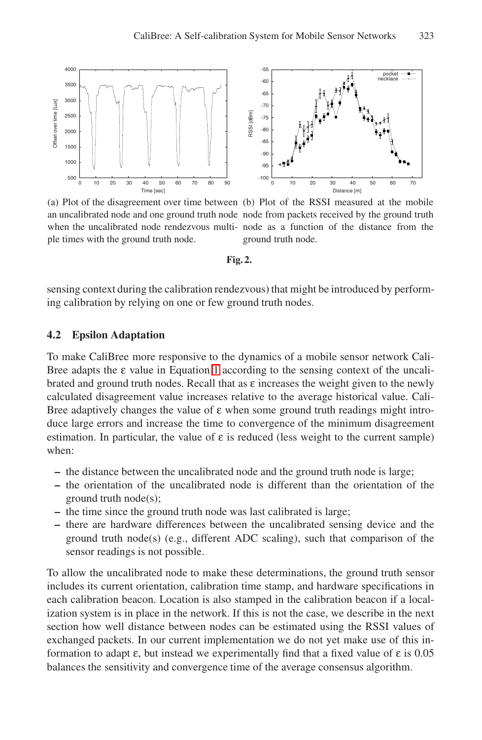(a) Plot of the disagreement over time between an uncalibrated node and one ground truth node when the uncalibrated node rendezvous multiple times with the ground truth node.

(b) Plot of the RSSI measured at the mobile node from packets received by the ground truth node as a function of the distance from the ground truth node.

**Fig. 2.**

sensing context during the calibration rendezvous) that might be introduced by performing calibration by relying on one or few ground truth nodes.

### 4.2 Epsilon Adaptation

To make CaliBree more responsive to the dynamics of a mobile sensor network CaliBree adapts the $\varepsilon$ value in Equation 1 according to the sensing context of the uncalibrated and ground truth nodes. Recall that as $\varepsilon$ increases the weight given to the newly calculated disagreement value increases relative to the average historical value. CaliBree adaptively changes the value of $\varepsilon$ when some ground truth readings might introduce large errors and increase the time to convergence of the minimum disagreement estimation. In particular, the value of $\varepsilon$ is reduced (less weight to the current sample) when:

- the distance between the uncalibrated node and the ground truth node is large;
- the orientation of the uncalibrated node is different than the orientation of the ground truth node(s);
- the time since the ground truth node was last calibrated is large;
- there are hardware differences between the uncalibrated sensing device and the ground truth node(s) (e.g., different ADC scaling), such that comparison of the sensor readings is not possible.

To allow the uncalibrated node to make these determinations, the ground truth sensor includes its current orientation, calibration time stamp, and hardware specifications in each calibration beacon. Location is also stamped in the calibration beacon if a localization system is in place in the network. If this is not the case, we describe in the next section how well distance between nodes can be estimated using the RSSI values of exchanged packets. In our current implementation we do not yet make use of this information to adapt $\varepsilon$, but instead we experimentally find that a fixed value of $\varepsilon$ is 0.05 balances the sensitivity and convergence time of the average consensus algorithm.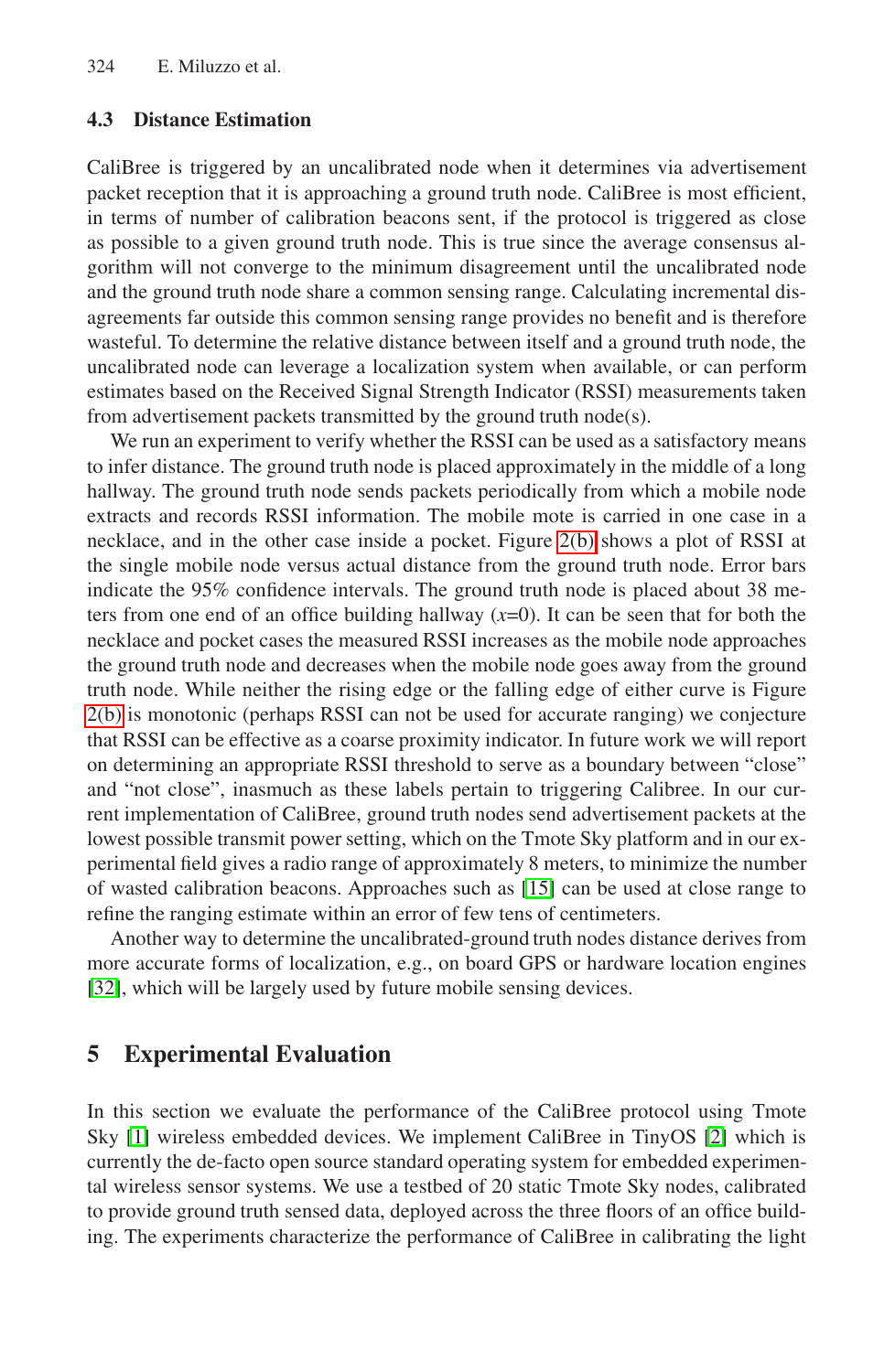### 4.3 Distance Estimation

CaliBree is triggered by an uncalibrated node when it determines via advertisement packet reception that it is approaching a ground truth node. CaliBree is most efficient, in terms of number of calibration beacons sent, if the protocol is triggered as close as possible to a given ground truth node. This is true since the average consensus algorithm will not converge to the minimum disagreement until the uncalibrated node and the ground truth node share a common sensing range. Calculating incremental disagreements far outside this common sensing range provides no benefit and is therefore wasteful. To determine the relative distance between itself and a ground truth node, the uncalibrated node can leverage a localization system when available, or can perform estimates based on the Received Signal Strength Indicator (RSSI) measurements taken from advertisement packets transmitted by the ground truth node(s).

We run an experiment to verify whether the RSSI can be used as a satisfactory means to infer distance. The ground truth node is placed approximately in the middle of a long hallway. The ground truth node sends packets periodically from which a mobile node extracts and records RSSI information. The mobile mote is carried in one case in a necklace, and in the other case inside a pocket. Figure 2(b) shows a plot of RSSI at the single mobile node versus actual distance from the ground truth node. Error bars indicate the 95% confidence intervals. The ground truth node is placed about 38 meters from one end of an office building hallway ($x$=0). It can be seen that for both the necklace and pocket cases the measured RSSI increases as the mobile node approaches the ground truth node and decreases when the mobile node goes away from the ground truth node. While neither the rising edge or the falling edge of either curve is Figure 2(b) is monotonic (perhaps RSSI can not be used for accurate ranging) we conjecture that RSSI can be effective as a coarse proximity indicator. In future work we will report on determining an appropriate RSSI threshold to serve as a boundary between "close" and "not close", inasmuch as these labels pertain to triggering Calibree. In our current implementation of CaliBree, ground truth nodes send advertisement packets at the lowest possible transmit power setting, which on the Tmote Sky platform and in our experimental field gives a radio range of approximately 8 meters, to minimize the number of wasted calibration beacons. Approaches such as [15] can be used at close range to refine the ranging estimate within an error of few tens of centimeters.

Another way to determine the uncalibrated-ground truth nodes distance derives from more accurate forms of localization, e.g., on board GPS or hardware location engines [32], which will be largely used by future mobile sensing devices.

## 5 Experimental Evaluation

In this section we evaluate the performance of the CaliBree protocol using Tmote Sky [1] wireless embedded devices. We implement CaliBree in TinyOS [2] which is currently the de-facto open source standard operating system for embedded experimental wireless sensor systems. We use a testbed of 20 static Tmote Sky nodes, calibrated to provide ground truth sensed data, deployed across the three floors of an office building. The experiments characterize the performance of CaliBree in calibrating the light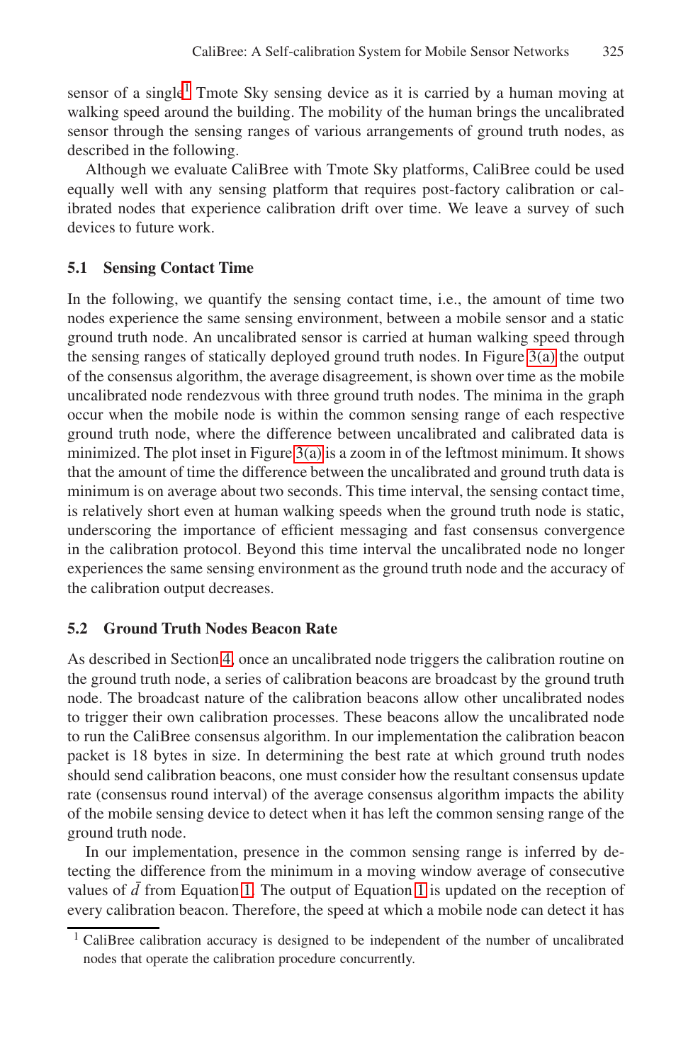sensor of a single[1] Tmote Sky sensing device as it is carried by a human moving at walking speed around the building. The mobility of the human brings the uncalibrated sensor through the sensing ranges of various arrangements of ground truth nodes, as described in the following.

Although we evaluate CaliBree with Tmote Sky platforms, CaliBree could be used equally well with any sensing platform that requires post-factory calibration or calibrated nodes that experience calibration drift over time. We leave a survey of such devices to future work.

### 5.1 Sensing Contact Time

In the following, we quantify the sensing contact time, i.e., the amount of time two nodes experience the same sensing environment, between a mobile sensor and a static ground truth node. An uncalibrated sensor is carried at human walking speed through the sensing ranges of statically deployed ground truth nodes. In Figure 3(a) the output of the consensus algorithm, the average disagreement, is shown over time as the mobile uncalibrated node rendezvous with three ground truth nodes. The minima in the graph occur when the mobile node is within the common sensing range of each respective ground truth node, where the difference between uncalibrated and calibrated data is minimized. The plot inset in Figure 3(a) is a zoom in of the leftmost minimum. It shows that the amount of time the difference between the uncalibrated and ground truth data is minimum is on average about two seconds. This time interval, the sensing contact time, is relatively short even at human walking speeds when the ground truth node is static, underscoring the importance of efficient messaging and fast consensus convergence in the calibration protocol. Beyond this time interval the uncalibrated node no longer experiences the same sensing environment as the ground truth node and the accuracy of the calibration output decreases.

### 5.2 Ground Truth Nodes Beacon Rate

As described in Section 4, once an uncalibrated node triggers the calibration routine on the ground truth node, a series of calibration beacons are broadcast by the ground truth node. The broadcast nature of the calibration beacons allow other uncalibrated nodes to trigger their own calibration processes. These beacons allow the uncalibrated node to run the CaliBree consensus algorithm. In our implementation the calibration beacon packet is 18 bytes in size. In determining the best rate at which ground truth nodes should send calibration beacons, one must consider how the resultant consensus update rate (consensus round interval) of the average consensus algorithm impacts the ability of the mobile sensing device to detect when it has left the common sensing range of the ground truth node.

In our implementation, presence in the common sensing range is inferred by detecting the difference from the minimum in a moving window average of consecutive values of $\bar{d}$ from Equation 1. The output of Equation 1 is updated on the reception of every calibration beacon. Therefore, the speed at which a mobile node can detect it has

[1] CaliBree calibration accuracy is designed to be independent of the number of uncalibrated nodes that operate the calibration procedure concurrently.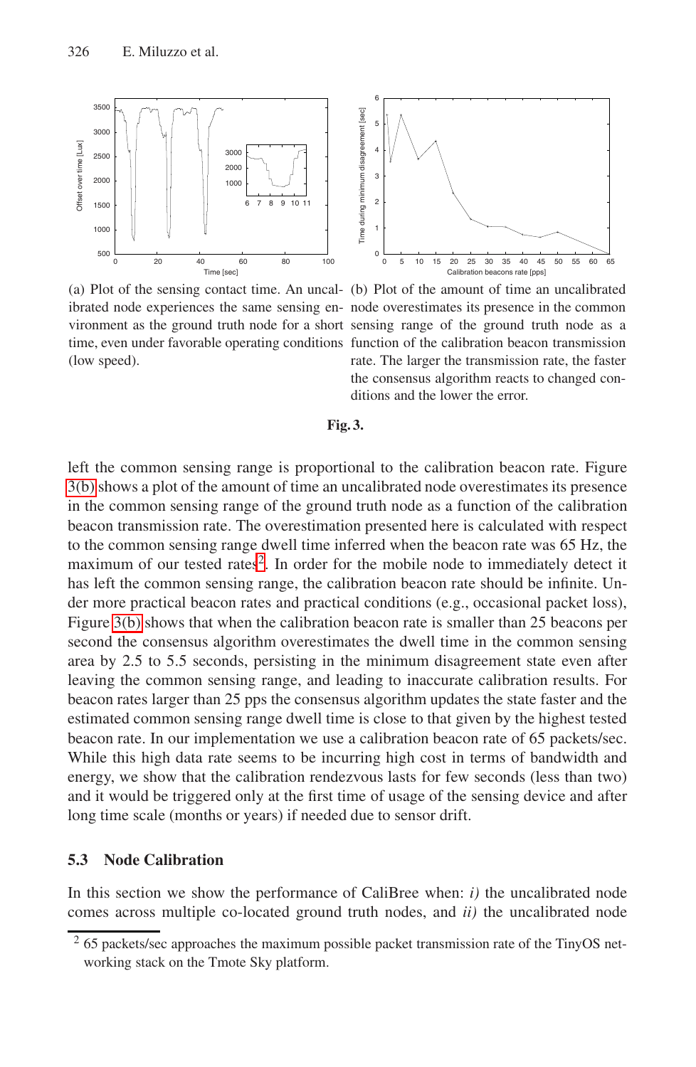(a) Plot of the sensing contact time. An uncalibrated node experiences the same sensing environment as the ground truth node for a short time, even under favorable operating conditions (low speed).

(b) Plot of the amount of time an uncalibrated node overestimates its presence in the common sensing range of the ground truth node as a function of the calibration beacon transmission rate. The larger the transmission rate, the faster the consensus algorithm reacts to changed conditions and the lower the error.

**Fig. 3.**

left the common sensing range is proportional to the calibration beacon rate. Figure 3(b) shows a plot of the amount of time an uncalibrated node overestimates its presence in the common sensing range of the ground truth node as a function of the calibration beacon transmission rate. The overestimation presented here is calculated with respect to the common sensing range dwell time inferred when the beacon rate was 65 Hz, the maximum of our tested rates[2]. In order for the mobile node to immediately detect it has left the common sensing range, the calibration beacon rate should be infinite. Under more practical beacon rates and practical conditions (e.g., occasional packet loss), Figure 3(b) shows that when the calibration beacon rate is smaller than 25 beacons per second the consensus algorithm overestimates the dwell time in the common sensing area by 2.5 to 5.5 seconds, persisting in the minimum disagreement state even after leaving the common sensing range, and leading to inaccurate calibration results. For beacon rates larger than 25 pps the consensus algorithm updates the state faster and the estimated common sensing range dwell time is close to that given by the highest tested beacon rate. In our implementation we use a calibration beacon rate of 65 packets/sec. While this high data rate seems to be incurring high cost in terms of bandwidth and energy, we show that the calibration rendezvous lasts for few seconds (less than two) and it would be triggered only at the first time of usage of the sensing device and after long time scale (months or years) if needed due to sensor drift.

### 5.3 Node Calibration

In this section we show the performance of CaliBree when: *i)* the uncalibrated node comes across multiple co-located ground truth nodes, and *ii)* the uncalibrated node

[2] 65 packets/sec approaches the maximum possible packet transmission rate of the TinyOS networking stack on the Tmote Sky platform.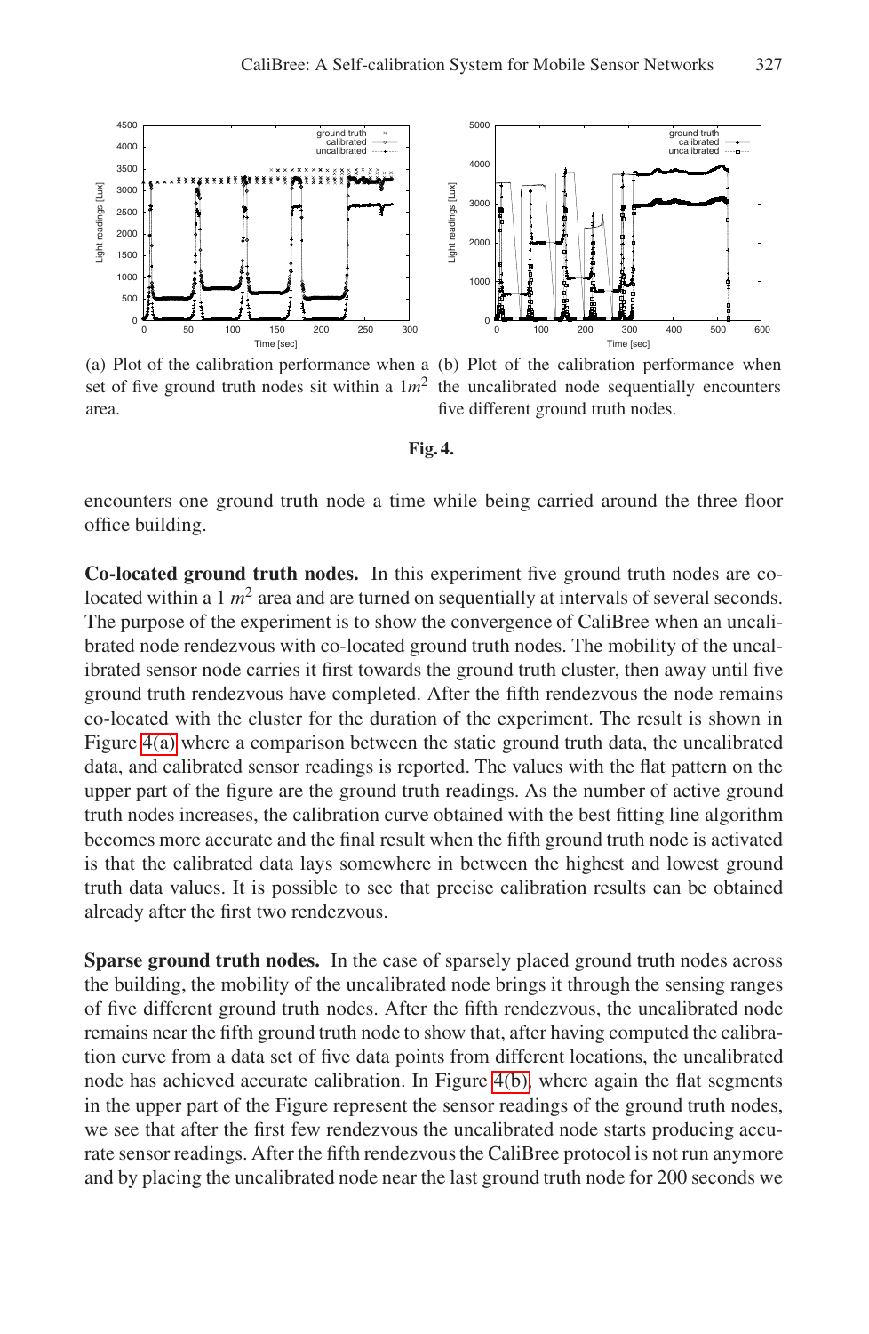(a) Plot of the calibration performance when a set of five ground truth nodes sit within a $1m^2$ area.

(b) Plot of the calibration performance when the uncalibrated node sequentially encounters five different ground truth nodes.

**Fig. 4.**

encounters one ground truth node a time while being carried around the three floor office building.

**Co-located ground truth nodes.** In this experiment five ground truth nodes are co-located within a 1 $m^2$ area and are turned on sequentially at intervals of several seconds. The purpose of the experiment is to show the convergence of CaliBree when an uncalibrated node rendezvous with co-located ground truth nodes. The mobility of the uncalibrated sensor node carries it first towards the ground truth cluster, then away until five ground truth rendezvous have completed. After the fifth rendezvous the node remains co-located with the cluster for the duration of the experiment. The result is shown in Figure 4(a) where a comparison between the static ground truth data, the uncalibrated data, and calibrated sensor readings is reported. The values with the flat pattern on the upper part of the figure are the ground truth readings. As the number of active ground truth nodes increases, the calibration curve obtained with the best fitting line algorithm becomes more accurate and the final result when the fifth ground truth node is activated is that the calibrated data lays somewhere in between the highest and lowest ground truth data values. It is possible to see that precise calibration results can be obtained already after the first two rendezvous.

**Sparse ground truth nodes.** In the case of sparsely placed ground truth nodes across the building, the mobility of the uncalibrated node brings it through the sensing ranges of five different ground truth nodes. After the fifth rendezvous, the uncalibrated node remains near the fifth ground truth node to show that, after having computed the calibration curve from a data set of five data points from different locations, the uncalibrated node has achieved accurate calibration. In Figure 4(b), where again the flat segments in the upper part of the Figure represent the sensor readings of the ground truth nodes, we see that after the first few rendezvous the uncalibrated node starts producing accurate sensor readings. After the fifth rendezvous the CaliBree protocol is not run anymore and by placing the uncalibrated node near the last ground truth node for 200 seconds we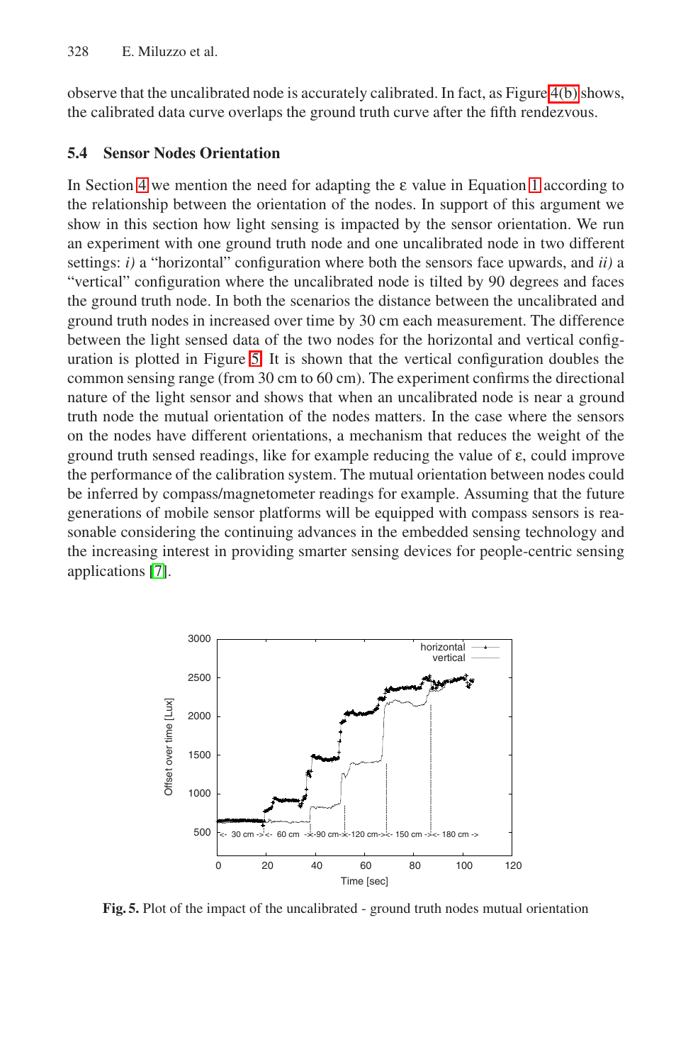observe that the uncalibrated node is accurately calibrated. In fact, as Figure 4(b) shows, the calibrated data curve overlaps the ground truth curve after the fifth rendezvous.

### 5.4 Sensor Nodes Orientation

In Section 4 we mention the need for adapting the $\varepsilon$ value in Equation 1 according to the relationship between the orientation of the nodes. In support of this argument we show in this section how light sensing is impacted by the sensor orientation. We run an experiment with one ground truth node and one uncalibrated node in two different settings: *i)* a "horizontal" configuration where both the sensors face upwards, and *ii)* a "vertical" configuration where the uncalibrated node is tilted by 90 degrees and faces the ground truth node. In both the scenarios the distance between the uncalibrated and ground truth nodes in increased over time by 30 cm each measurement. The difference between the light sensed data of the two nodes for the horizontal and vertical configuration is plotted in Figure 5. It is shown that the vertical configuration doubles the common sensing range (from 30 cm to 60 cm). The experiment confirms the directional nature of the light sensor and shows that when an uncalibrated node is near a ground truth node the mutual orientation of the nodes matters. In the case where the sensors on the nodes have different orientations, a mechanism that reduces the weight of the ground truth sensed readings, like for example reducing the value of $\varepsilon$, could improve the performance of the calibration system. The mutual orientation between nodes could be inferred by compass/magnetometer readings for example. Assuming that the future generations of mobile sensor platforms will be equipped with compass sensors is reasonable considering the continuing advances in the embedded sensing technology and the increasing interest in providing smarter sensing devices for people-centric sensing applications [7].

**Fig. 5.** Plot of the impact of the uncalibrated - ground truth nodes mutual orientation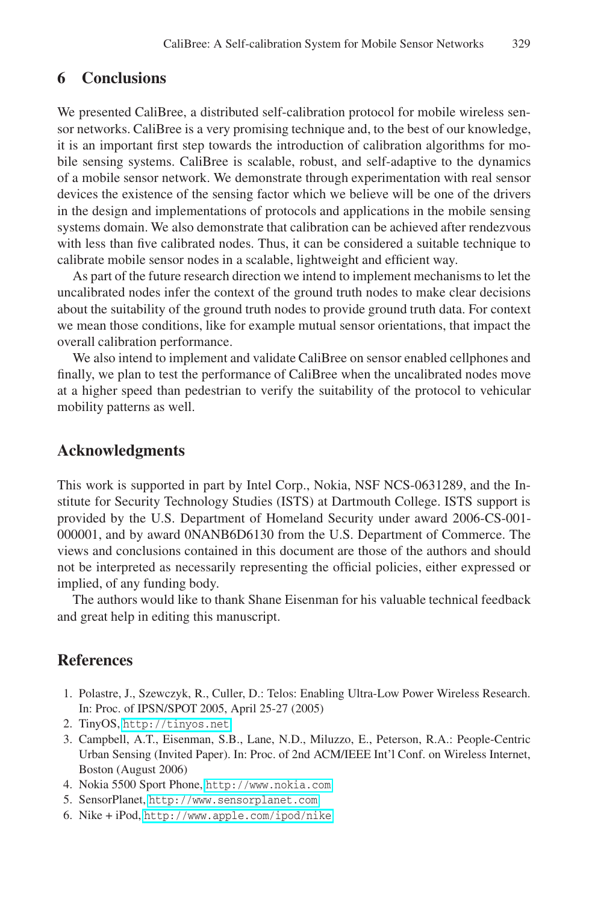## 6 Conclusions

We presented CaliBree, a distributed self-calibration protocol for mobile wireless sensor networks. CaliBree is a very promising technique and, to the best of our knowledge, it is an important first step towards the introduction of calibration algorithms for mobile sensing systems. CaliBree is scalable, robust, and self-adaptive to the dynamics of a mobile sensor network. We demonstrate through experimentation with real sensor devices the existence of the sensing factor which we believe will be one of the drivers in the design and implementations of protocols and applications in the mobile sensing systems domain. We also demonstrate that calibration can be achieved after rendezvous with less than five calibrated nodes. Thus, it can be considered a suitable technique to calibrate mobile sensor nodes in a scalable, lightweight and efficient way.

As part of the future research direction we intend to implement mechanisms to let the uncalibrated nodes infer the context of the ground truth nodes to make clear decisions about the suitability of the ground truth nodes to provide ground truth data. For context we mean those conditions, like for example mutual sensor orientations, that impact the overall calibration performance.

We also intend to implement and validate CaliBree on sensor enabled cellphones and finally, we plan to test the performance of CaliBree when the uncalibrated nodes move at a higher speed than pedestrian to verify the suitability of the protocol to vehicular mobility patterns as well.

## Acknowledgments

This work is supported in part by Intel Corp., Nokia, NSF NCS-0631289, and the Institute for Security Technology Studies (ISTS) at Dartmouth College. ISTS support is provided by the U.S. Department of Homeland Security under award 2006-CS-001-000001, and by award 0NANB6D6130 from the U.S. Department of Commerce. The views and conclusions contained in this document are those of the authors and should not be interpreted as necessarily representing the official policies, either expressed or implied, of any funding body.

The authors would like to thank Shane Eisenman for his valuable technical feedback and great help in editing this manuscript.

## References

1. Polastre, J., Szewczyk, R., Culler, D.: Telos: Enabling Ultra-Low Power Wireless Research. In: Proc. of IPSN/SPOT 2005, April 25-27 (2005)
2. TinyOS, http://tinyos.net
3. Campbell, A.T., Eisenman, S.B., Lane, N.D., Miluzzo, E., Peterson, R.A.: People-Centric Urban Sensing (Invited Paper). In: Proc. of 2nd ACM/IEEE Int'l Conf. on Wireless Internet, Boston (August 2006)
4. Nokia 5500 Sport Phone, http://www.nokia.com
5. SensorPlanet, http://www.sensorplanet.com
6. Nike + iPod, http://www.apple.com/ipod/nike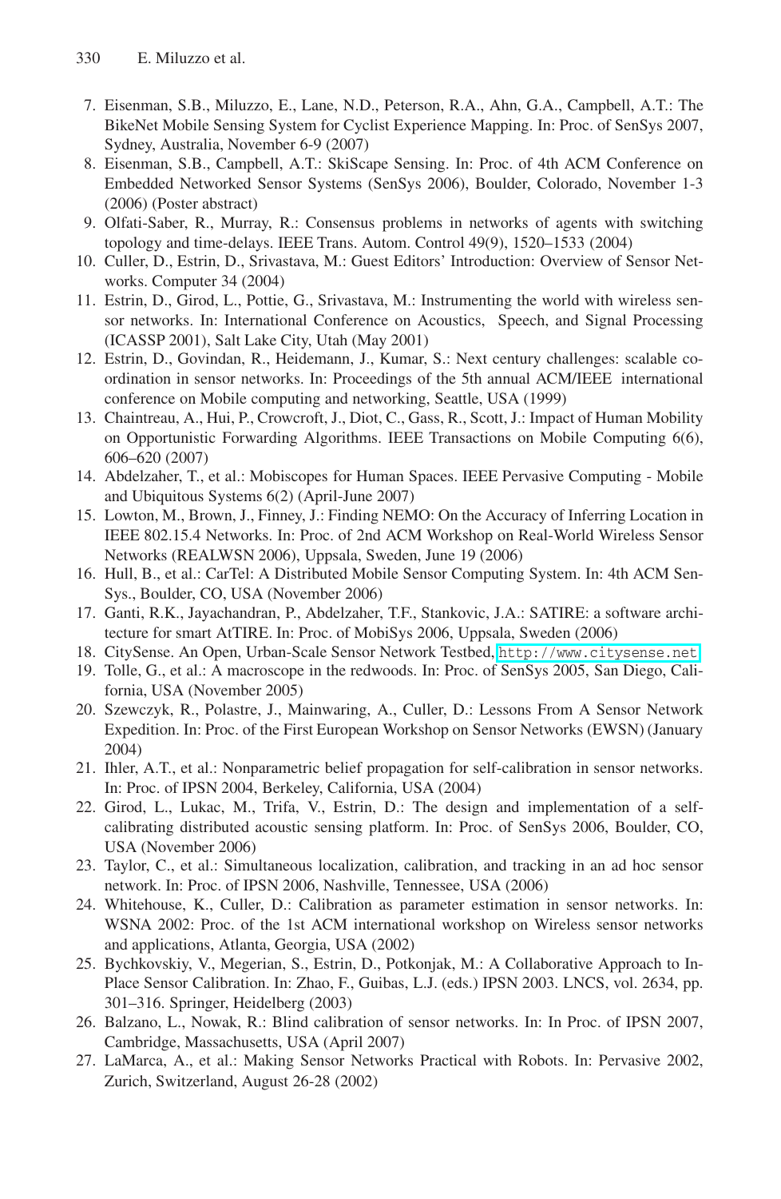7. Eisenman, S.B., Miluzzo, E., Lane, N.D., Peterson, R.A., Ahn, G.A., Campbell, A.T.: The BikeNet Mobile Sensing System for Cyclist Experience Mapping. In: Proc. of SenSys 2007, Sydney, Australia, November 6-9 (2007)
8. Eisenman, S.B., Campbell, A.T.: SkiScape Sensing. In: Proc. of 4th ACM Conference on Embedded Networked Sensor Systems (SenSys 2006), Boulder, Colorado, November 1-3 (2006) (Poster abstract)
9. Olfati-Saber, R., Murray, R.: Consensus problems in networks of agents with switching topology and time-delays. IEEE Trans. Autom. Control 49(9), 1520–1533 (2004)
10. Culler, D., Estrin, D., Srivastava, M.: Guest Editors' Introduction: Overview of Sensor Networks. Computer 34 (2004)
11. Estrin, D., Girod, L., Pottie, G., Srivastava, M.: Instrumenting the world with wireless sensor networks. In: International Conference on Acoustics, Speech, and Signal Processing (ICASSP 2001), Salt Lake City, Utah (May 2001)
12. Estrin, D., Govindan, R., Heidemann, J., Kumar, S.: Next century challenges: scalable coordination in sensor networks. In: Proceedings of the 5th annual ACM/IEEE international conference on Mobile computing and networking, Seattle, USA (1999)
13. Chaintreau, A., Hui, P., Crowcroft, J., Diot, C., Gass, R., Scott, J.: Impact of Human Mobility on Opportunistic Forwarding Algorithms. IEEE Transactions on Mobile Computing 6(6), 606–620 (2007)
14. Abdelzaher, T., et al.: Mobiscopes for Human Spaces. IEEE Pervasive Computing - Mobile and Ubiquitous Systems 6(2) (April-June 2007)
15. Lowton, M., Brown, J., Finney, J.: Finding NEMO: On the Accuracy of Inferring Location in IEEE 802.15.4 Networks. In: Proc. of 2nd ACM Workshop on Real-World Wireless Sensor Networks (REALWSN 2006), Uppsala, Sweden, June 19 (2006)
16. Hull, B., et al.: CarTel: A Distributed Mobile Sensor Computing System. In: 4th ACM SenSys., Boulder, CO, USA (November 2006)
17. Ganti, R.K., Jayachandran, P., Abdelzaher, T.F., Stankovic, J.A.: SATIRE: a software architecture for smart AtTIRE. In: Proc. of MobiSys 2006, Uppsala, Sweden (2006)
18. CitySense. An Open, Urban-Scale Sensor Network Testbed, http://www.citysense.net
19. Tolle, G., et al.: A macroscope in the redwoods. In: Proc. of SenSys 2005, San Diego, California, USA (November 2005)
20. Szewczyk, R., Polastre, J., Mainwaring, A., Culler, D.: Lessons From A Sensor Network Expedition. In: Proc. of the First European Workshop on Sensor Networks (EWSN) (January 2004)
21. Ihler, A.T., et al.: Nonparametric belief propagation for self-calibration in sensor networks. In: Proc. of IPSN 2004, Berkeley, California, USA (2004)
22. Girod, L., Lukac, M., Trifa, V., Estrin, D.: The design and implementation of a self-calibrating distributed acoustic sensing platform. In: Proc. of SenSys 2006, Boulder, CO, USA (November 2006)
23. Taylor, C., et al.: Simultaneous localization, calibration, and tracking in an ad hoc sensor network. In: Proc. of IPSN 2006, Nashville, Tennessee, USA (2006)
24. Whitehouse, K., Culler, D.: Calibration as parameter estimation in sensor networks. In: WSNA 2002: Proc. of the 1st ACM international workshop on Wireless sensor networks and applications, Atlanta, Georgia, USA (2002)
25. Bychkovskiy, V., Megerian, S., Estrin, D., Potkonjak, M.: A Collaborative Approach to In-Place Sensor Calibration. In: Zhao, F., Guibas, L.J. (eds.) IPSN 2003. LNCS, vol. 2634, pp. 301–316. Springer, Heidelberg (2003)
26. Balzano, L., Nowak, R.: Blind calibration of sensor networks. In: In Proc. of IPSN 2007, Cambridge, Massachusetts, USA (April 2007)
27. LaMarca, A., et al.: Making Sensor Networks Practical with Robots. In: Pervasive 2002, Zurich, Switzerland, August 26-28 (2002)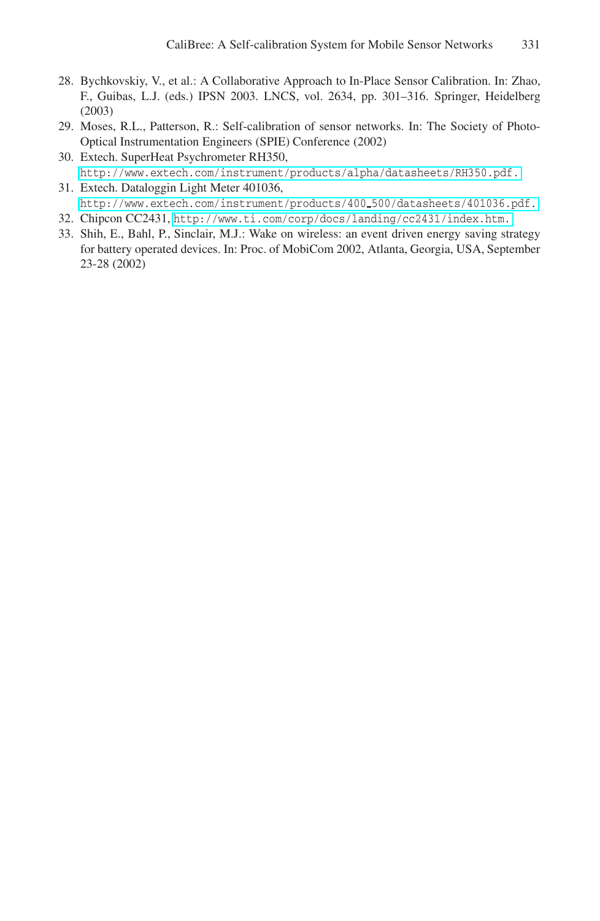28. Bychkovskiy, V., et al.: A Collaborative Approach to In-Place Sensor Calibration. In: Zhao, F., Guibas, L.J. (eds.) IPSN 2003. LNCS, vol. 2634, pp. 301–316. Springer, Heidelberg (2003)
29. Moses, R.L., Patterson, R.: Self-calibration of sensor networks. In: The Society of Photo-Optical Instrumentation Engineers (SPIE) Conference (2002)
30. Extech. SuperHeat Psychrometer RH350, http://www.extech.com/instrument/products/alpha/datasheets/RH350.pdf.
31. Extech. Dataloggin Light Meter 401036, http://www.extech.com/instrument/products/400_500/datasheets/401036.pdf.
32. Chipcon CC2431, http://www.ti.com/corp/docs/landing/cc2431/index.htm.
33. Shih, E., Bahl, P., Sinclair, M.J.: Wake on wireless: an event driven energy saving strategy for battery operated devices. In: Proc. of MobiCom 2002, Atlanta, Georgia, USA, September 23-28 (2002)